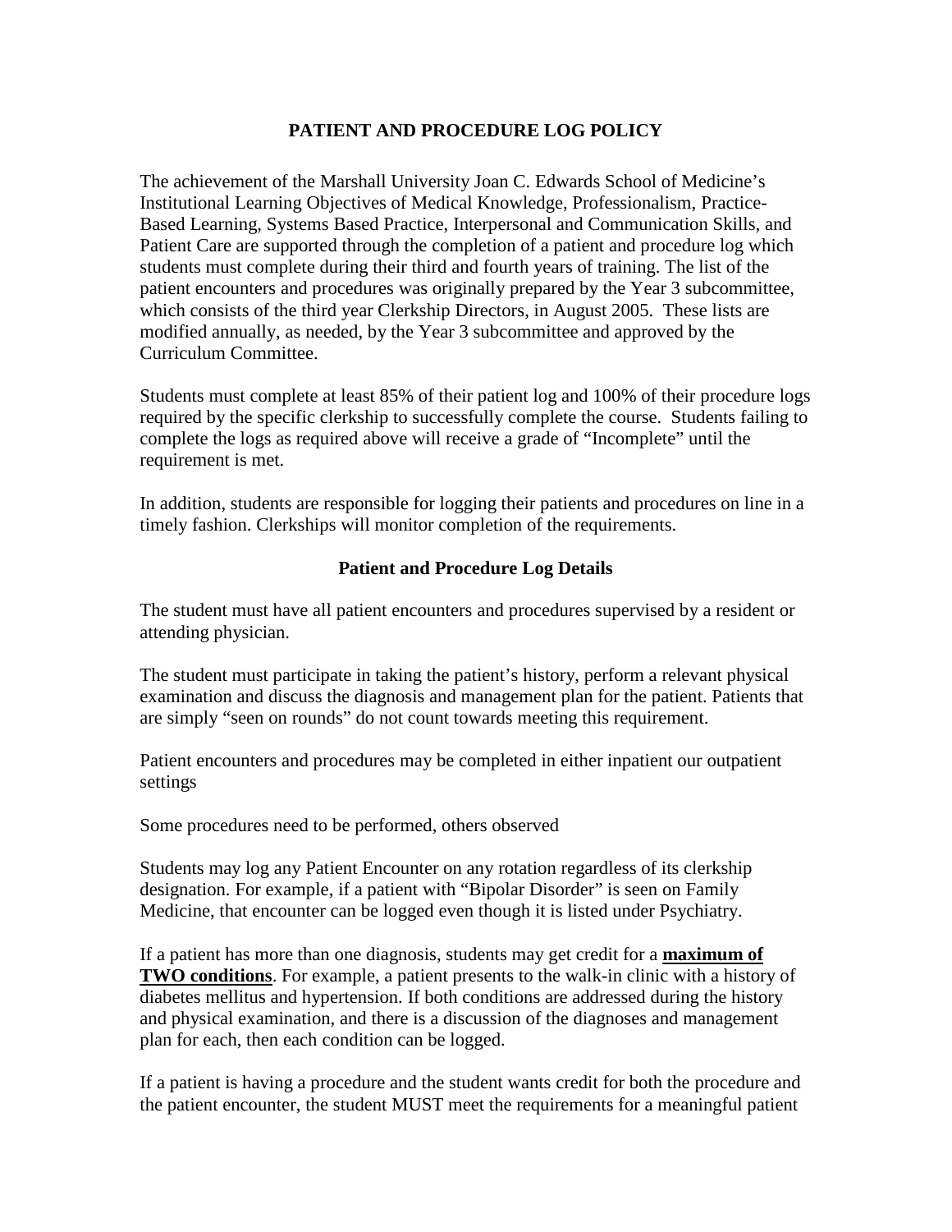## PATIENT AND PROCEDURE LOG POLICY

The achievement of the Marshall University Joan C. Edwards School of Medicine's Institutional Learning Objectives of Medical Knowledge, Professionalism, Practice-Based Learning, Systems Based Practice, Interpersonal and Communication Skills, and Patient Care are supported through the completion of a patient and procedure log which students must complete during their third and fourth years of training. The list of the patient encounters and procedures was originally prepared by the Year 3 subcommittee, which consists of the third year Clerkship Directors, in August 2005. These lists are modified annually, as needed, by the Year 3 subcommittee and approved by the Curriculum Committee.

Students must complete at least 85% of their patient log and 100% of their procedure logs required by the specific clerkship to successfully complete the course. Students failing to complete the logs as required above will receive a grade of "Incomplete" until the requirement is met.

In addition, students are responsible for logging their patients and procedures on line in a timely fashion. Clerkships will monitor completion of the requirements.

### Patient and Procedure Log Details

The student must have all patient encounters and procedures supervised by a resident or attending physician.

The student must participate in taking the patient's history, perform a relevant physical examination and discuss the diagnosis and management plan for the patient. Patients that are simply "seen on rounds" do not count towards meeting this requirement.

Patient encounters and procedures may be completed in either inpatient our outpatient settings

Some procedures need to be performed, others observed

Students may log any Patient Encounter on any rotation regardless of its clerkship designation. For example, if a patient with "Bipolar Disorder" is seen on Family Medicine, that encounter can be logged even though it is listed under Psychiatry.

If a patient has more than one diagnosis, students may get credit for a **maximum of TWO conditions**. For example, a patient presents to the walk-in clinic with a history of diabetes mellitus and hypertension. If both conditions are addressed during the history and physical examination, and there is a discussion of the diagnoses and management plan for each, then each condition can be logged.

If a patient is having a procedure and the student wants credit for both the procedure and the patient encounter, the student MUST meet the requirements for a meaningful patient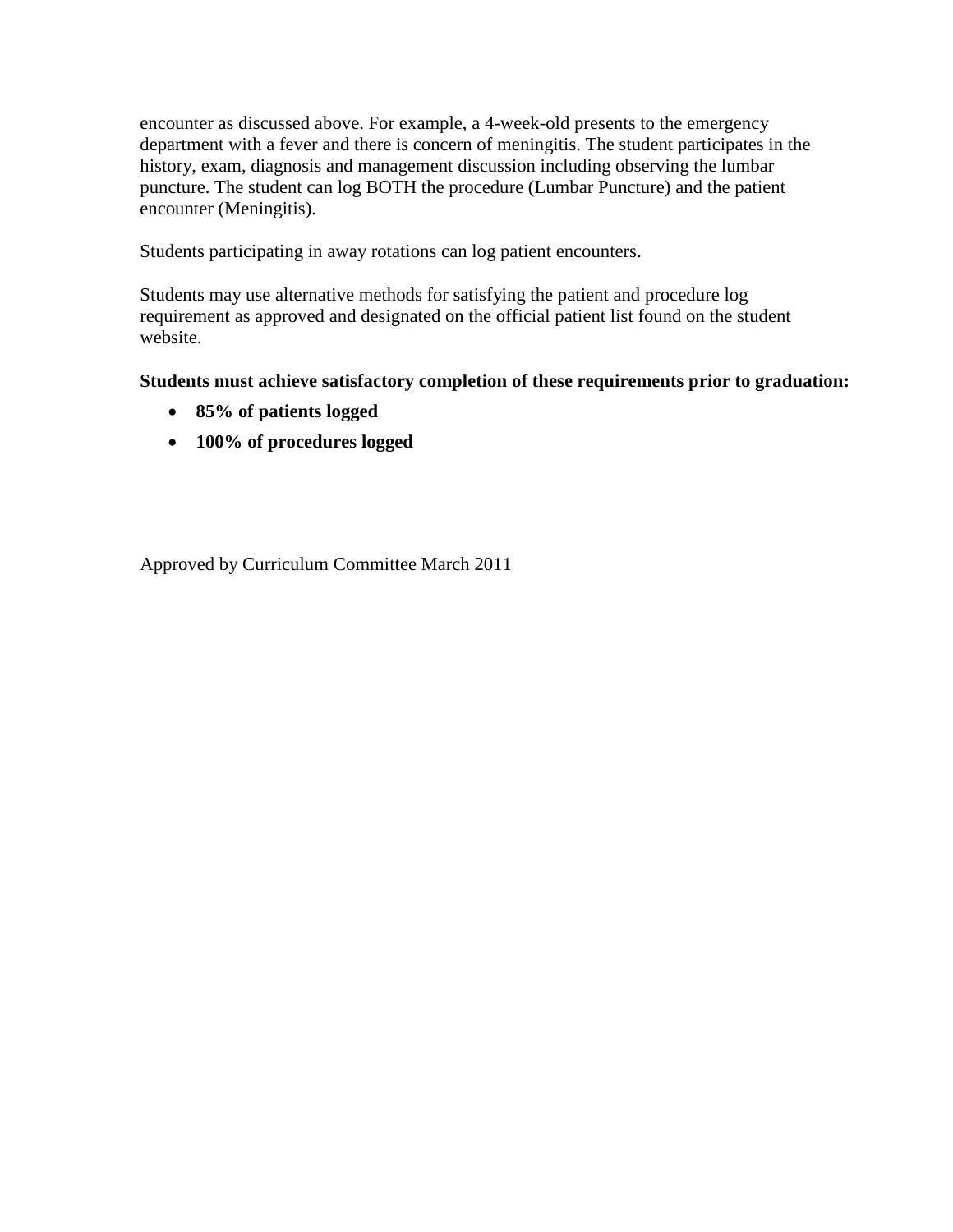encounter as discussed above. For example, a 4-week-old presents to the emergency department with a fever and there is concern of meningitis. The student participates in the history, exam, diagnosis and management discussion including observing the lumbar puncture. The student can log BOTH the procedure (Lumbar Puncture) and the patient encounter (Meningitis).

Students participating in away rotations can log patient encounters.

Students may use alternative methods for satisfying the patient and procedure log requirement as approved and designated on the official patient list found on the student website.

**Students must achieve satisfactory completion of these requirements prior to graduation:**

- **85% of patients logged**
- **100% of procedures logged**

Approved by Curriculum Committee March 2011